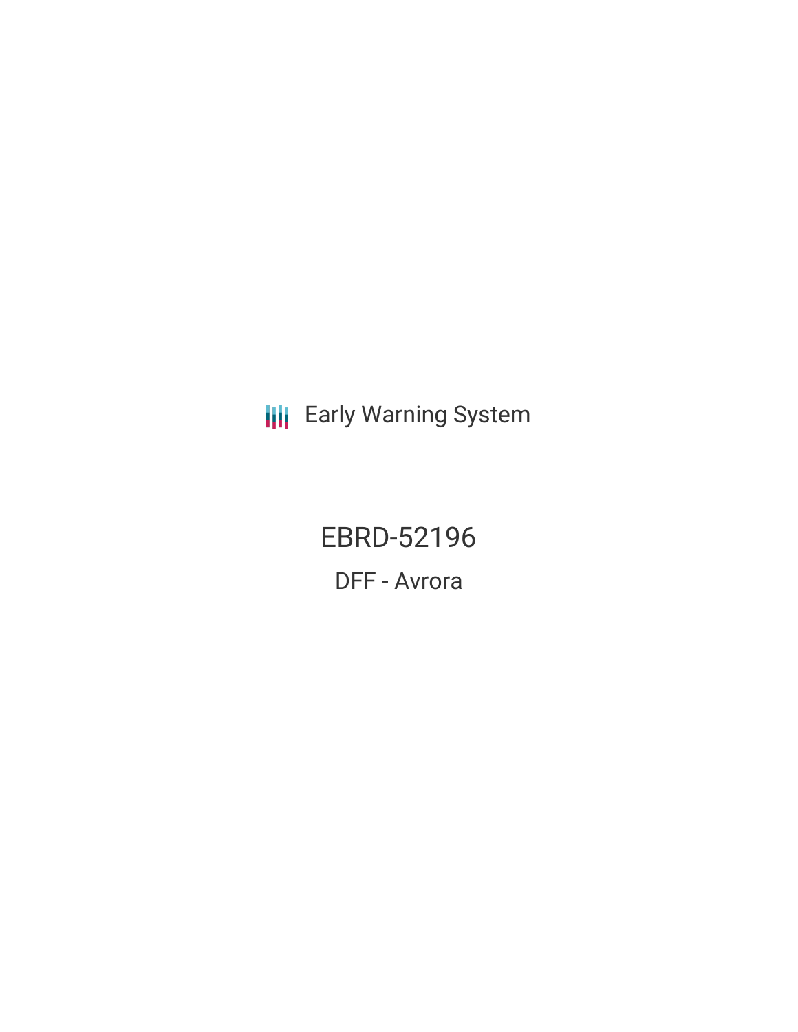Early Warning System

# EBRD-52196

## DFF - Avrora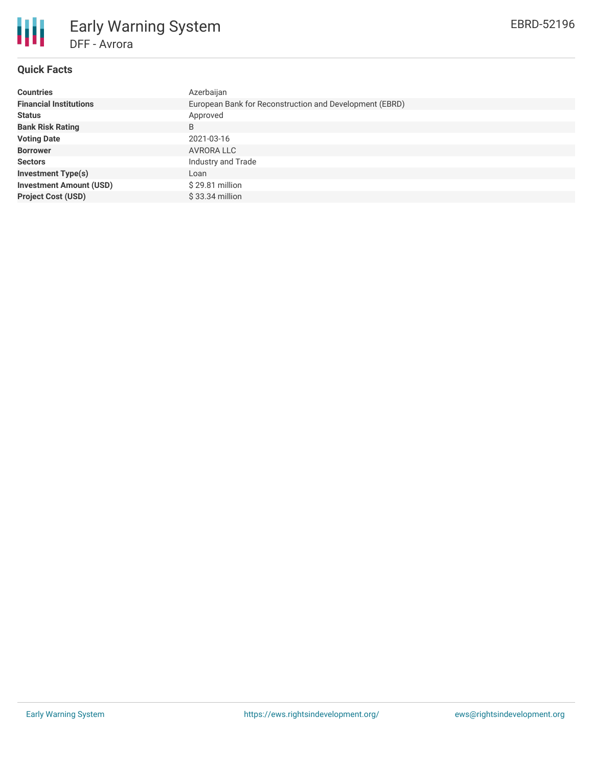# Early Warning System

## DFF - Avrora

EBRD-52196

### Quick Facts

| | |
|---|---|
| **Countries** | Azerbaijan |
| **Financial Institutions** | European Bank for Reconstruction and Development (EBRD) |
| **Status** | Approved |
| **Bank Risk Rating** | B |
| **Voting Date** | 2021-03-16 |
| **Borrower** | AVRORA LLC |
| **Sectors** | Industry and Trade |
| **Investment Type(s)** | Loan |
| **Investment Amount (USD)** | $ 29.81 million |
| **Project Cost (USD)** | $ 33.34 million |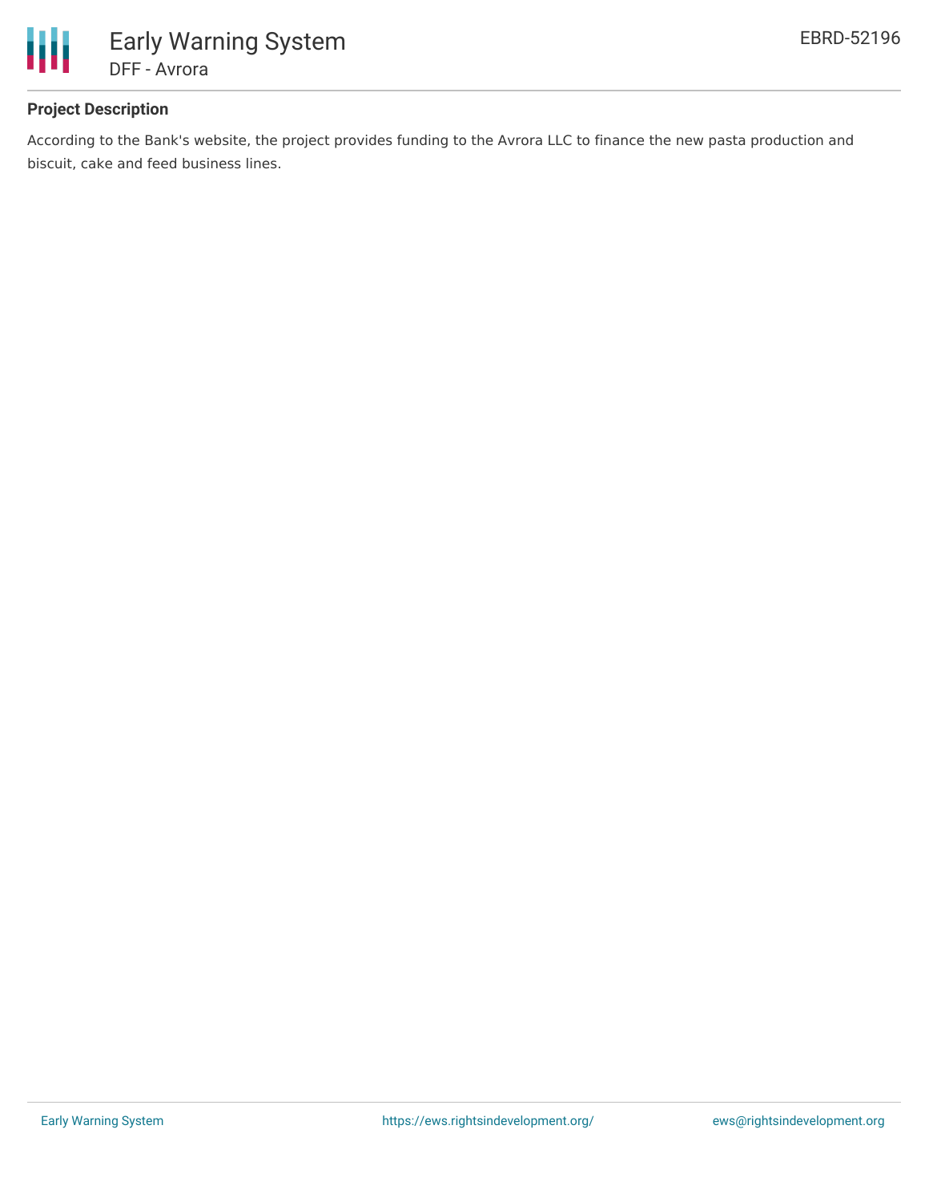## Project Description

According to the Bank's website, the project provides funding to the Avrora LLC to finance the new pasta production and biscuit, cake and feed business lines.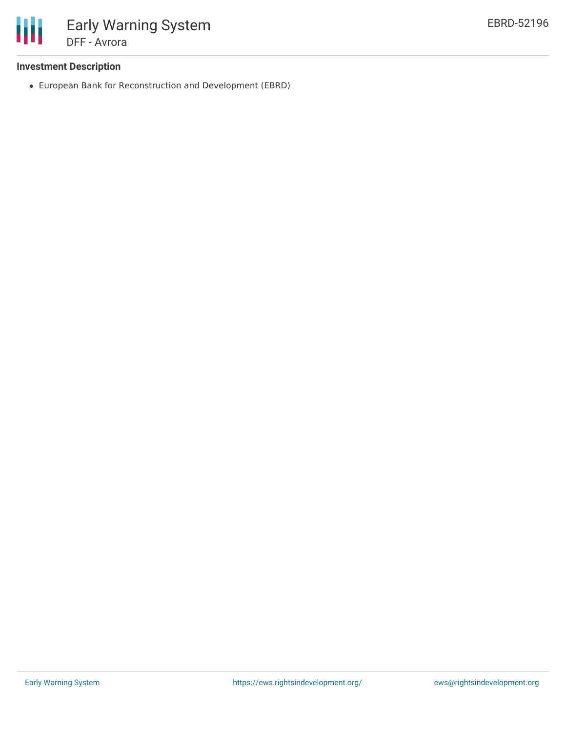**Investment Description**

- European Bank for Reconstruction and Development (EBRD)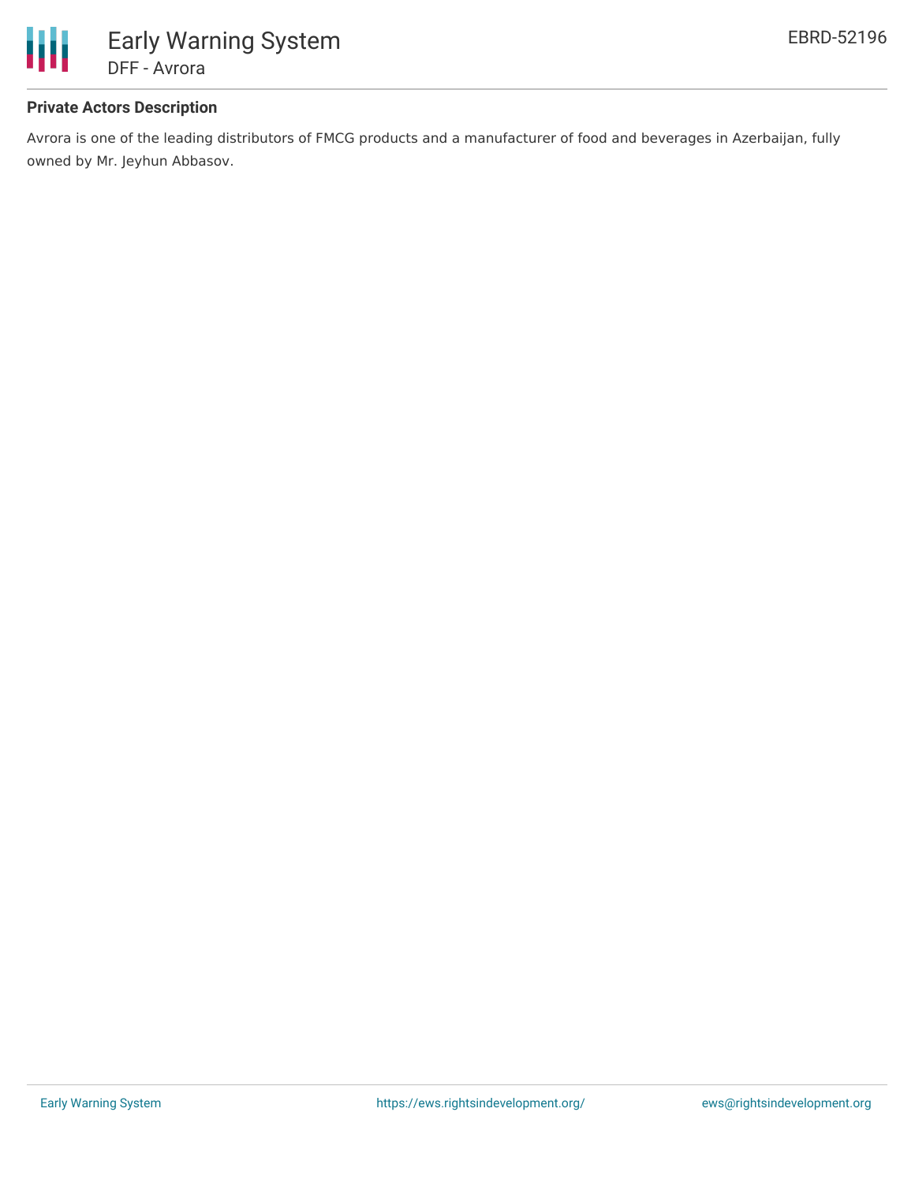## Private Actors Description

Avrora is one of the leading distributors of FMCG products and a manufacturer of food and beverages in Azerbaijan, fully owned by Mr. Jeyhun Abbasov.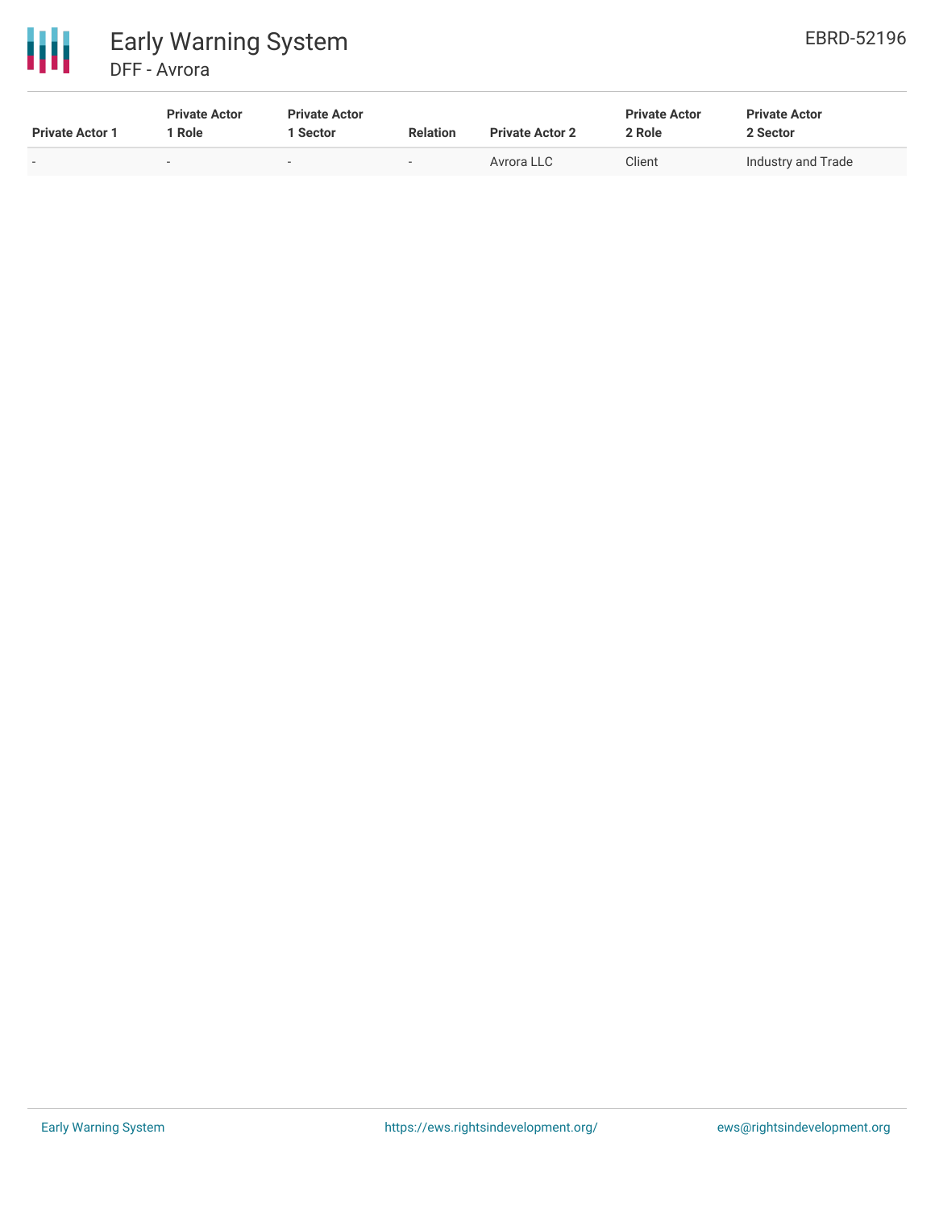| Private Actor 1 | Private Actor 1 Role | Private Actor 1 Sector | Relation | Private Actor 2 | Private Actor 2 Role | Private Actor 2 Sector |
|---|---|---|---|---|---|---|
| - | - | - | - | Avrora LLC | Client | Industry and Trade |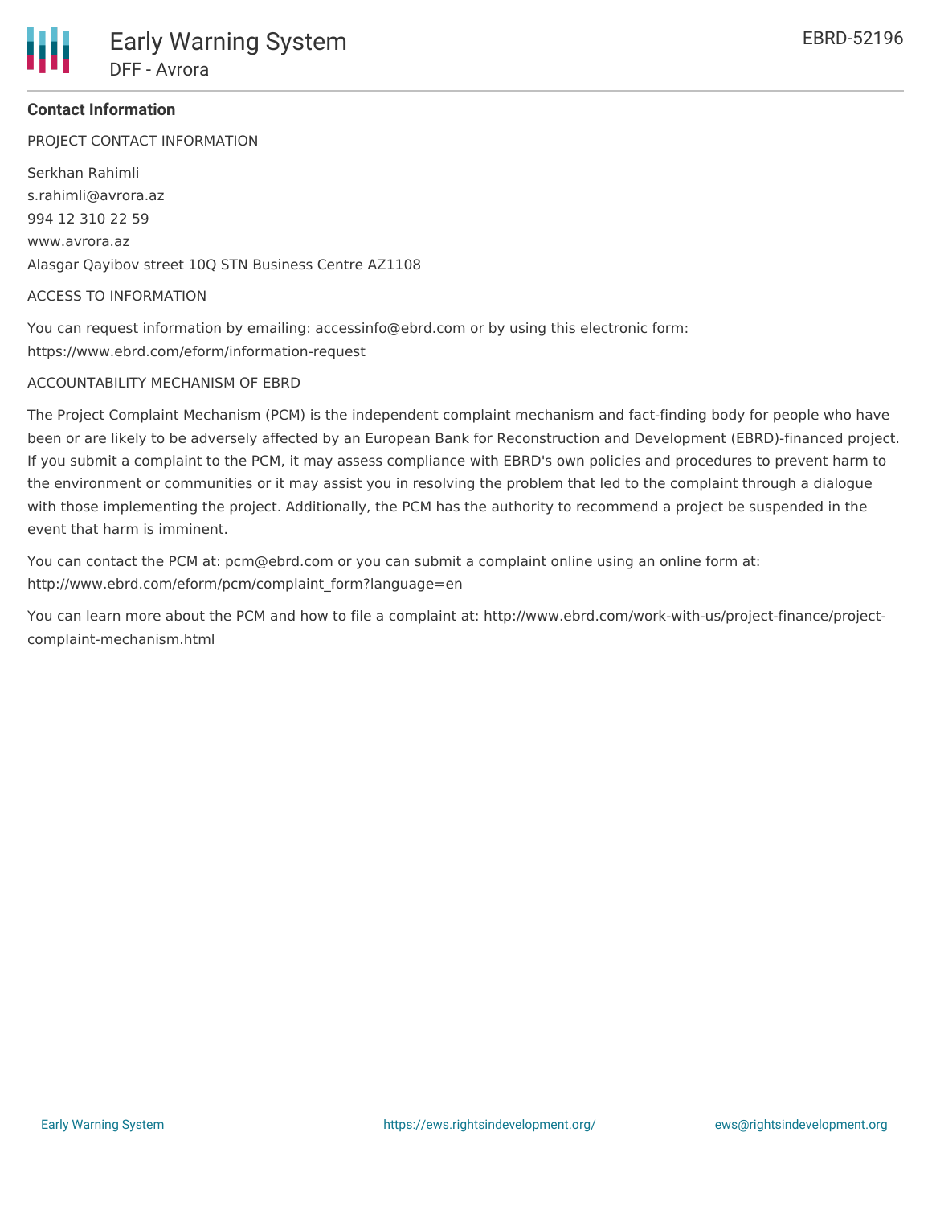### Contact Information

PROJECT CONTACT INFORMATION

Serkhan Rahimli
s.rahimli@avrora.az
994 12 310 22 59
www.avrora.az
Alasgar Qayibov street 10Q STN Business Centre AZ1108

ACCESS TO INFORMATION

You can request information by emailing: accessinfo@ebrd.com or by using this electronic form: https://www.ebrd.com/eform/information-request

ACCOUNTABILITY MECHANISM OF EBRD

The Project Complaint Mechanism (PCM) is the independent complaint mechanism and fact-finding body for people who have been or are likely to be adversely affected by an European Bank for Reconstruction and Development (EBRD)-financed project. If you submit a complaint to the PCM, it may assess compliance with EBRD's own policies and procedures to prevent harm to the environment or communities or it may assist you in resolving the problem that led to the complaint through a dialogue with those implementing the project. Additionally, the PCM has the authority to recommend a project be suspended in the event that harm is imminent.

You can contact the PCM at: pcm@ebrd.com or you can submit a complaint online using an online form at: http://www.ebrd.com/eform/pcm/complaint_form?language=en

You can learn more about the PCM and how to file a complaint at: http://www.ebrd.com/work-with-us/project-finance/project-complaint-mechanism.html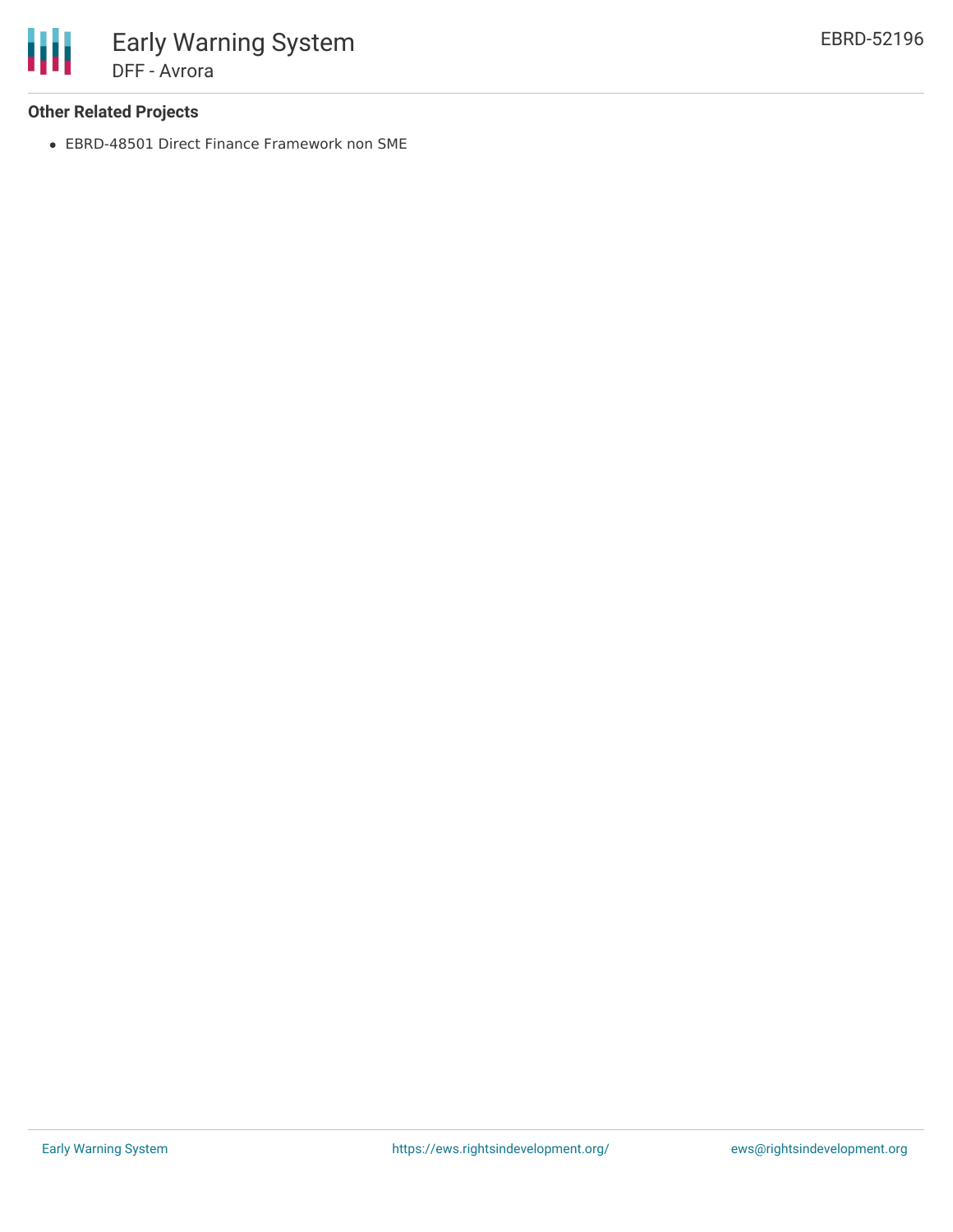#### Other Related Projects

- EBRD-48501 Direct Finance Framework non SME